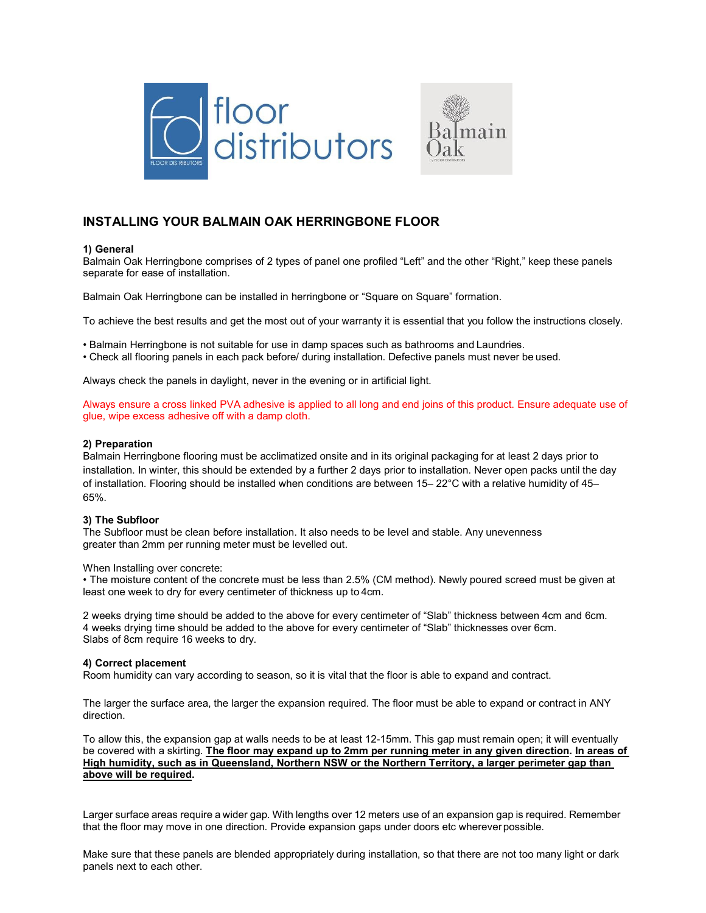# INSTALLING YOUR BALMAIN OAK HERRINGBONE FLOOR

## 1) General

Balmain Oak Herringbone comprises of 2 types of panel one profiled "Left" and the other "Right," keep these panels separate for ease of installation.

Balmain Oak Herringbone can be installed in herringbone or "Square on Square" formation.

To achieve the best results and get the most out of your warranty it is essential that you follow the instructions closely.

- Balmain Herringbone is not suitable for use in damp spaces such as bathrooms and Laundries.
- Check all flooring panels in each pack before/ during installation. Defective panels must never be used.

Always check the panels in daylight, never in the evening or in artificial light.

Always ensure a cross linked PVA adhesive is applied to all long and end joins of this product. Ensure adequate use of glue, wipe excess adhesive off with a damp cloth.

## 2) Preparation

Balmain Herringbone flooring must be acclimatized onsite and in its original packaging for at least 2 days prior to installation. In winter, this should be extended by a further 2 days prior to installation. Never open packs until the day of installation. Flooring should be installed when conditions are between 15– 22°C with a relative humidity of 45–65%.

## 3) The Subfloor

The Subfloor must be clean before installation. It also needs to be level and stable. Any unevenness greater than 2mm per running meter must be levelled out.

When Installing over concrete:

- The moisture content of the concrete must be less than 2.5% (CM method). Newly poured screed must be given at least one week to dry for every centimeter of thickness up to 4cm.

2 weeks drying time should be added to the above for every centimeter of "Slab" thickness between 4cm and 6cm.
4 weeks drying time should be added to the above for every centimeter of "Slab" thicknesses over 6cm.
Slabs of 8cm require 16 weeks to dry.

## 4) Correct placement

Room humidity can vary according to season, so it is vital that the floor is able to expand and contract.

The larger the surface area, the larger the expansion required. The floor must be able to expand or contract in ANY direction.

To allow this, the expansion gap at walls needs to be at least 12-15mm. This gap must remain open; it will eventually be covered with a skirting. **The floor may expand up to 2mm per running meter in any given direction. In areas of High humidity, such as in Queensland, Northern NSW or the Northern Territory, a larger perimeter gap than above will be required.**

Larger surface areas require a wider gap. With lengths over 12 meters use of an expansion gap is required. Remember that the floor may move in one direction. Provide expansion gaps under doors etc wherever possible.

Make sure that these panels are blended appropriately during installation, so that there are not too many light or dark panels next to each other.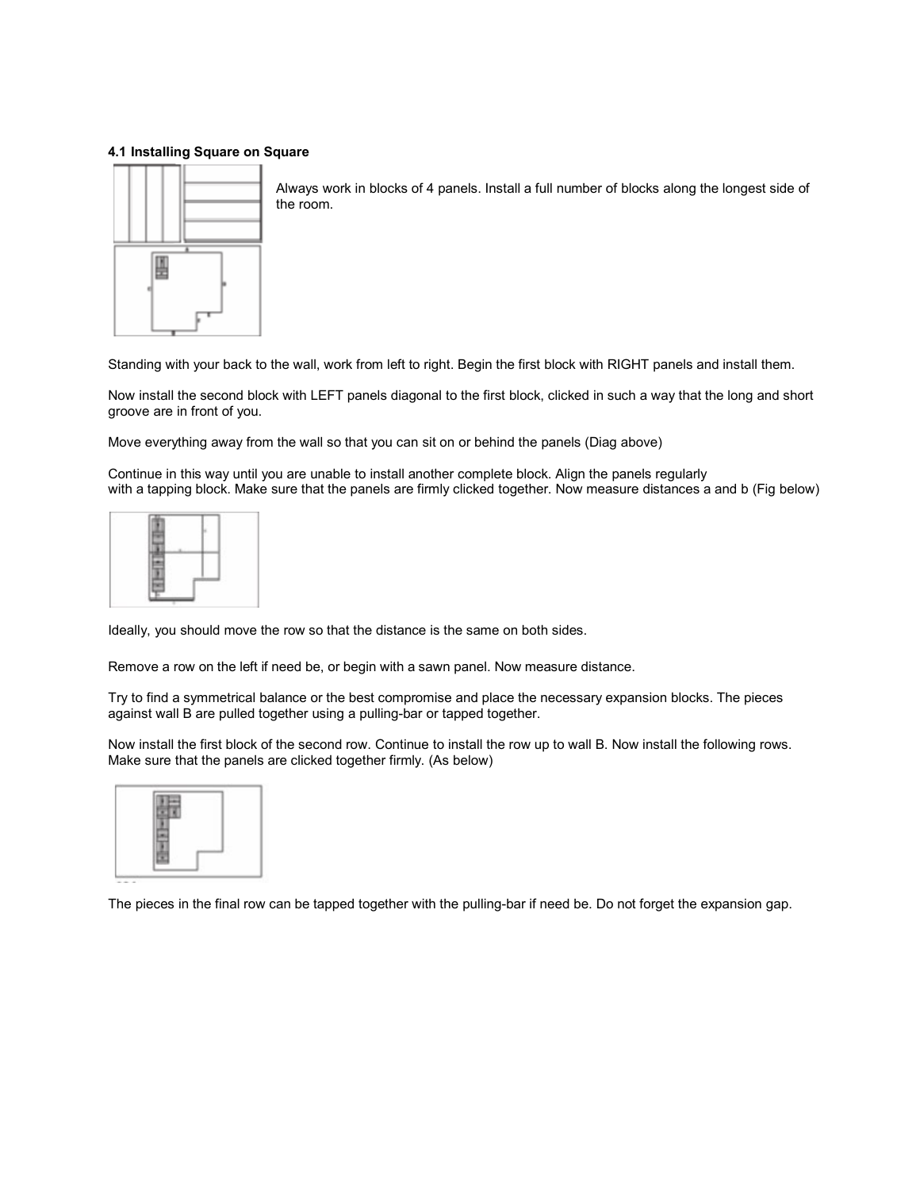**4.1 Installing Square on Square**

Always work in blocks of 4 panels. Install a full number of blocks along the longest side of the room.

Standing with your back to the wall, work from left to right. Begin the first block with RIGHT panels and install them.

Now install the second block with LEFT panels diagonal to the first block, clicked in such a way that the long and short groove are in front of you.

Move everything away from the wall so that you can sit on or behind the panels (Diag above)

Continue in this way until you are unable to install another complete block. Align the panels regularly with a tapping block. Make sure that the panels are firmly clicked together. Now measure distances a and b (Fig below)

Ideally, you should move the row so that the distance is the same on both sides.

Remove a row on the left if need be, or begin with a sawn panel. Now measure distance.

Try to find a symmetrical balance or the best compromise and place the necessary expansion blocks. The pieces against wall B are pulled together using a pulling-bar or tapped together.

Now install the first block of the second row. Continue to install the row up to wall B. Now install the following rows. Make sure that the panels are clicked together firmly. (As below)

The pieces in the final row can be tapped together with the pulling-bar if need be. Do not forget the expansion gap.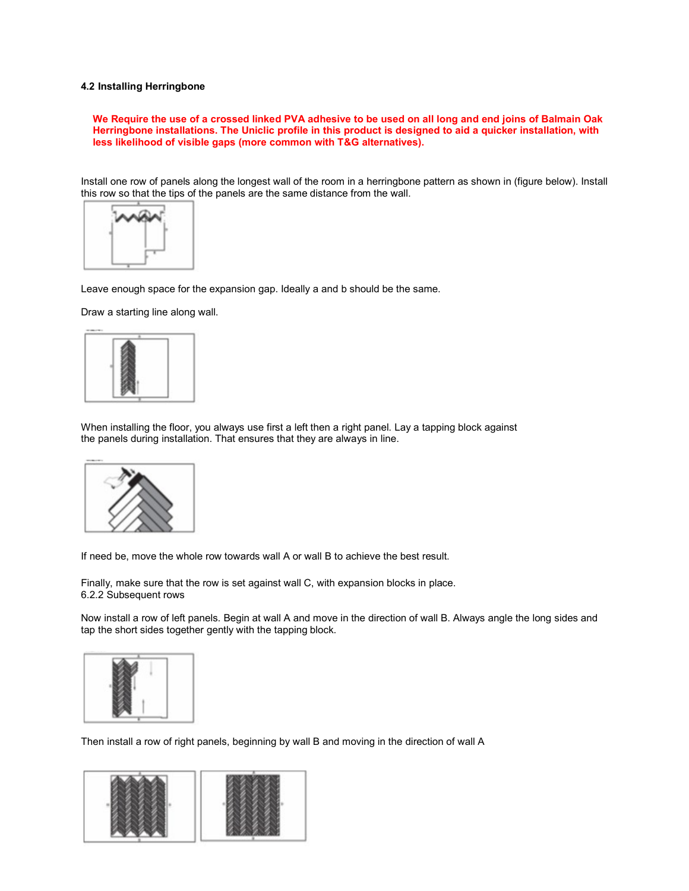### 4.2 Installing Herringbone

**We Require the use of a crossed linked PVA adhesive to be used on all long and end joins of Balmain Oak Herringbone installations. The Uniclic profile in this product is designed to aid a quicker installation, with less likelihood of visible gaps (more common with T&G alternatives).**

Install one row of panels along the longest wall of the room in a herringbone pattern as shown in (figure below). Install this row so that the tips of the panels are the same distance from the wall.

Leave enough space for the expansion gap. Ideally a and b should be the same.

Draw a starting line along wall.

When installing the floor, you always use first a left then a right panel. Lay a tapping block against the panels during installation. That ensures that they are always in line.

If need be, move the whole row towards wall A or wall B to achieve the best result.

Finally, make sure that the row is set against wall C, with expansion blocks in place.

6.2.2 Subsequent rows

Now install a row of left panels. Begin at wall A and move in the direction of wall B. Always angle the long sides and tap the short sides together gently with the tapping block.

Then install a row of right panels, beginning by wall B and moving in the direction of wall A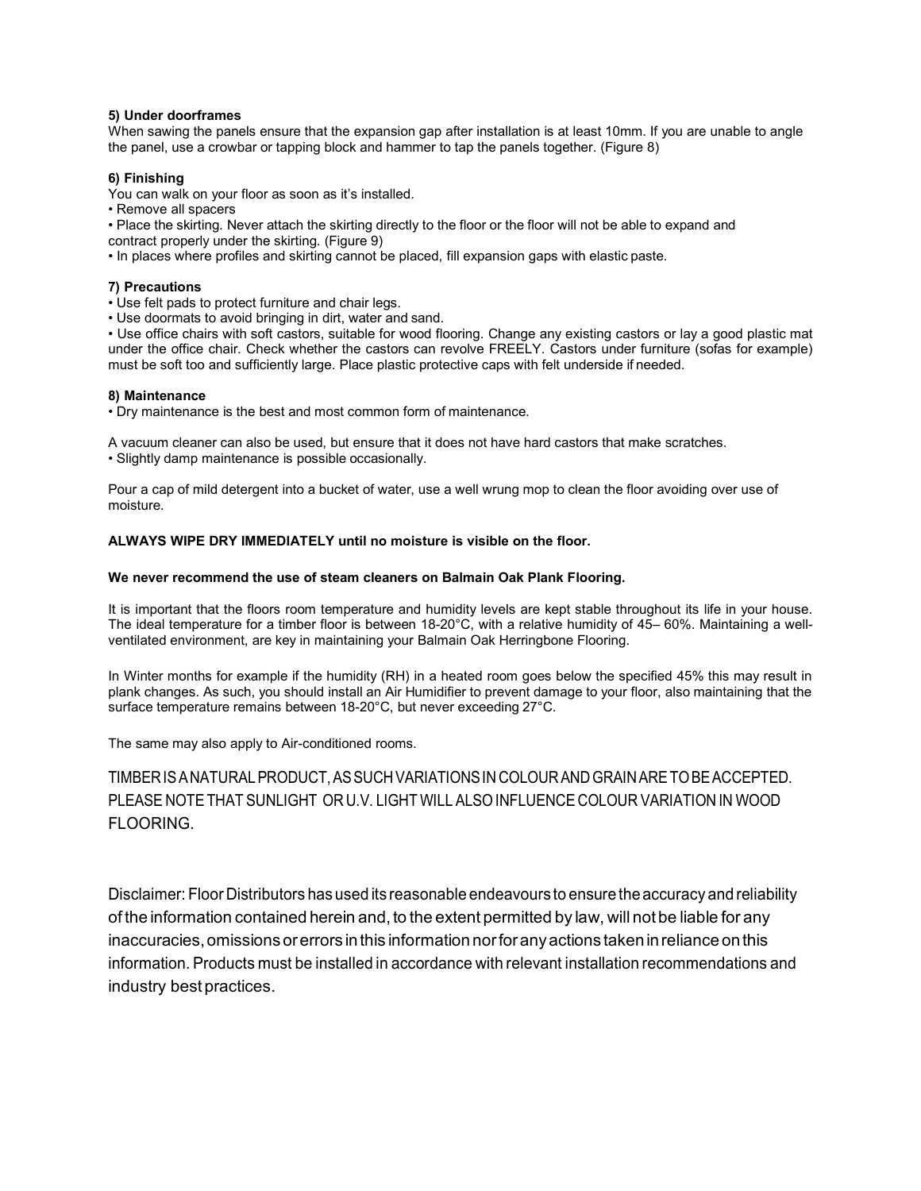**5) Under doorframes**

When sawing the panels ensure that the expansion gap after installation is at least 10mm. If you are unable to angle the panel, use a crowbar or tapping block and hammer to tap the panels together. (Figure 8)

**6) Finishing**

You can walk on your floor as soon as it's installed.

- Remove all spacers
- Place the skirting. Never attach the skirting directly to the floor or the floor will not be able to expand and contract properly under the skirting. (Figure 9)
- In places where profiles and skirting cannot be placed, fill expansion gaps with elastic paste.

**7) Precautions**

- Use felt pads to protect furniture and chair legs.
- Use doormats to avoid bringing in dirt, water and sand.
- Use office chairs with soft castors, suitable for wood flooring. Change any existing castors or lay a good plastic mat under the office chair. Check whether the castors can revolve FREELY. Castors under furniture (sofas for example) must be soft too and sufficiently large. Place plastic protective caps with felt underside if needed.

**8) Maintenance**

- Dry maintenance is the best and most common form of maintenance.

A vacuum cleaner can also be used, but ensure that it does not have hard castors that make scratches.

- Slightly damp maintenance is possible occasionally.

Pour a cap of mild detergent into a bucket of water, use a well wrung mop to clean the floor avoiding over use of moisture.

**ALWAYS WIPE DRY IMMEDIATELY until no moisture is visible on the floor.**

**We never recommend the use of steam cleaners on Balmain Oak Plank Flooring.**

It is important that the floors room temperature and humidity levels are kept stable throughout its life in your house. The ideal temperature for a timber floor is between 18-20°C, with a relative humidity of 45– 60%. Maintaining a well-ventilated environment, are key in maintaining your Balmain Oak Herringbone Flooring.

In Winter months for example if the humidity (RH) in a heated room goes below the specified 45% this may result in plank changes. As such, you should install an Air Humidifier to prevent damage to your floor, also maintaining that the surface temperature remains between 18-20°C, but never exceeding 27°C.

The same may also apply to Air-conditioned rooms.

TIMBER IS A NATURAL PRODUCT, AS SUCH VARIATIONS IN COLOUR AND GRAIN ARE TO BE ACCEPTED. PLEASE NOTE THAT SUNLIGHT OR U.V. LIGHT WILL ALSO INFLUENCE COLOUR VARIATION IN WOOD FLOORING.

Disclaimer: Floor Distributors has used its reasonable endeavours to ensure the accuracy and reliability of the information contained herein and, to the extent permitted by law, will not be liable for any inaccuracies, omissions or errors in this information nor for any actions taken in reliance on this information. Products must be installed in accordance with relevant installation recommendations and industry best practices.